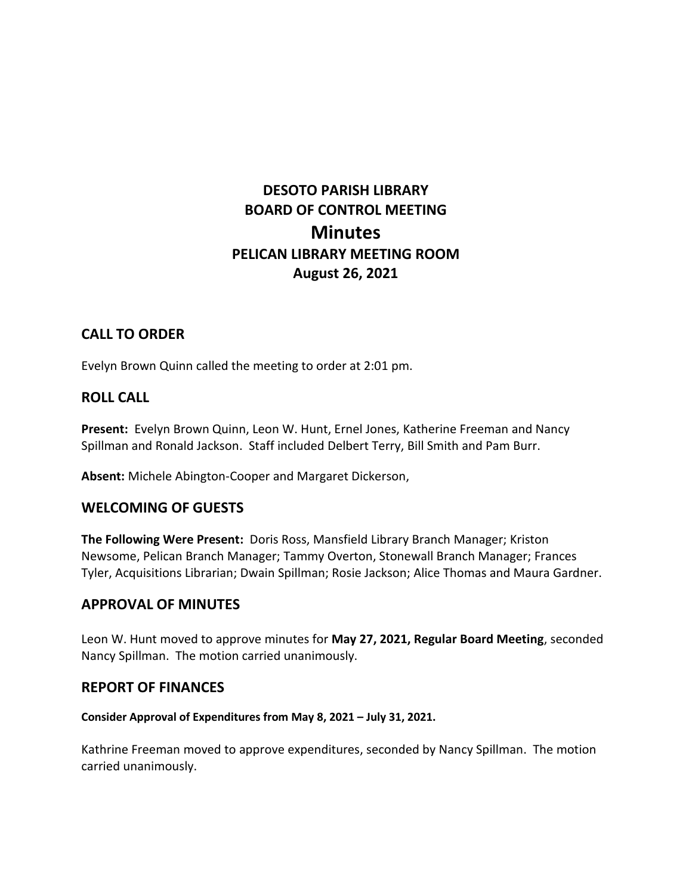# DESOTO PARISH LIBRARY
# BOARD OF CONTROL MEETING
# Minutes
# PELICAN LIBRARY MEETING ROOM
# August 26, 2021

## CALL TO ORDER

Evelyn Brown Quinn called the meeting to order at 2:01 pm.

## ROLL CALL

**Present:** Evelyn Brown Quinn, Leon W. Hunt, Ernel Jones, Katherine Freeman and Nancy Spillman and Ronald Jackson. Staff included Delbert Terry, Bill Smith and Pam Burr.

**Absent:** Michele Abington-Cooper and Margaret Dickerson,

## WELCOMING OF GUESTS

**The Following Were Present:** Doris Ross, Mansfield Library Branch Manager; Kriston Newsome, Pelican Branch Manager; Tammy Overton, Stonewall Branch Manager; Frances Tyler, Acquisitions Librarian; Dwain Spillman; Rosie Jackson; Alice Thomas and Maura Gardner.

## APPROVAL OF MINUTES

Leon W. Hunt moved to approve minutes for **May 27, 2021, Regular Board Meeting**, seconded Nancy Spillman. The motion carried unanimously.

## REPORT OF FINANCES

**Consider Approval of Expenditures from May 8, 2021 – July 31, 2021.**

Kathrine Freeman moved to approve expenditures, seconded by Nancy Spillman. The motion carried unanimously.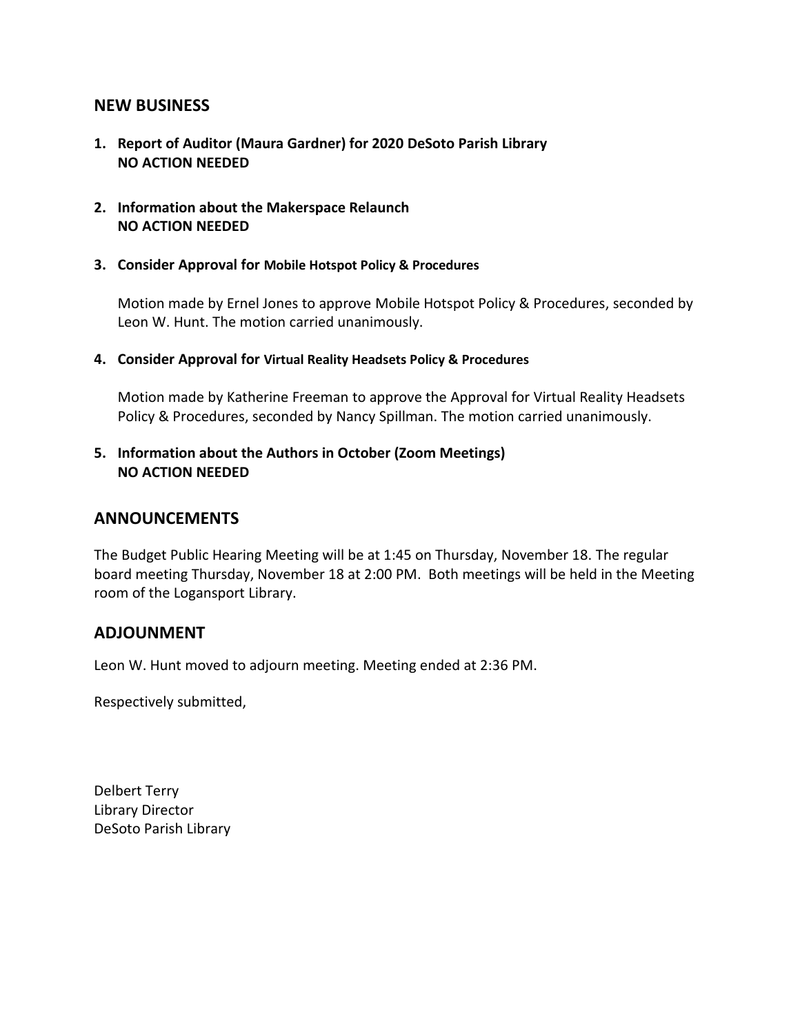## NEW BUSINESS

1. **Report of Auditor (Maura Gardner) for 2020 DeSoto Parish Library**
   **NO ACTION NEEDED**

2. **Information about the Makerspace Relaunch**
   **NO ACTION NEEDED**

3. **Consider Approval for Mobile Hotspot Policy & Procedures**

   Motion made by Ernel Jones to approve Mobile Hotspot Policy & Procedures, seconded by Leon W. Hunt. The motion carried unanimously.

4. **Consider Approval for Virtual Reality Headsets Policy & Procedures**

   Motion made by Katherine Freeman to approve the Approval for Virtual Reality Headsets Policy & Procedures, seconded by Nancy Spillman. The motion carried unanimously.

5. **Information about the Authors in October (Zoom Meetings)**
   **NO ACTION NEEDED**

## ANNOUNCEMENTS

The Budget Public Hearing Meeting will be at 1:45 on Thursday, November 18. The regular board meeting Thursday, November 18 at 2:00 PM. Both meetings will be held in the Meeting room of the Logansport Library.

## ADJOUNMENT

Leon W. Hunt moved to adjourn meeting. Meeting ended at 2:36 PM.

Respectively submitted,

Delbert Terry
Library Director
DeSoto Parish Library